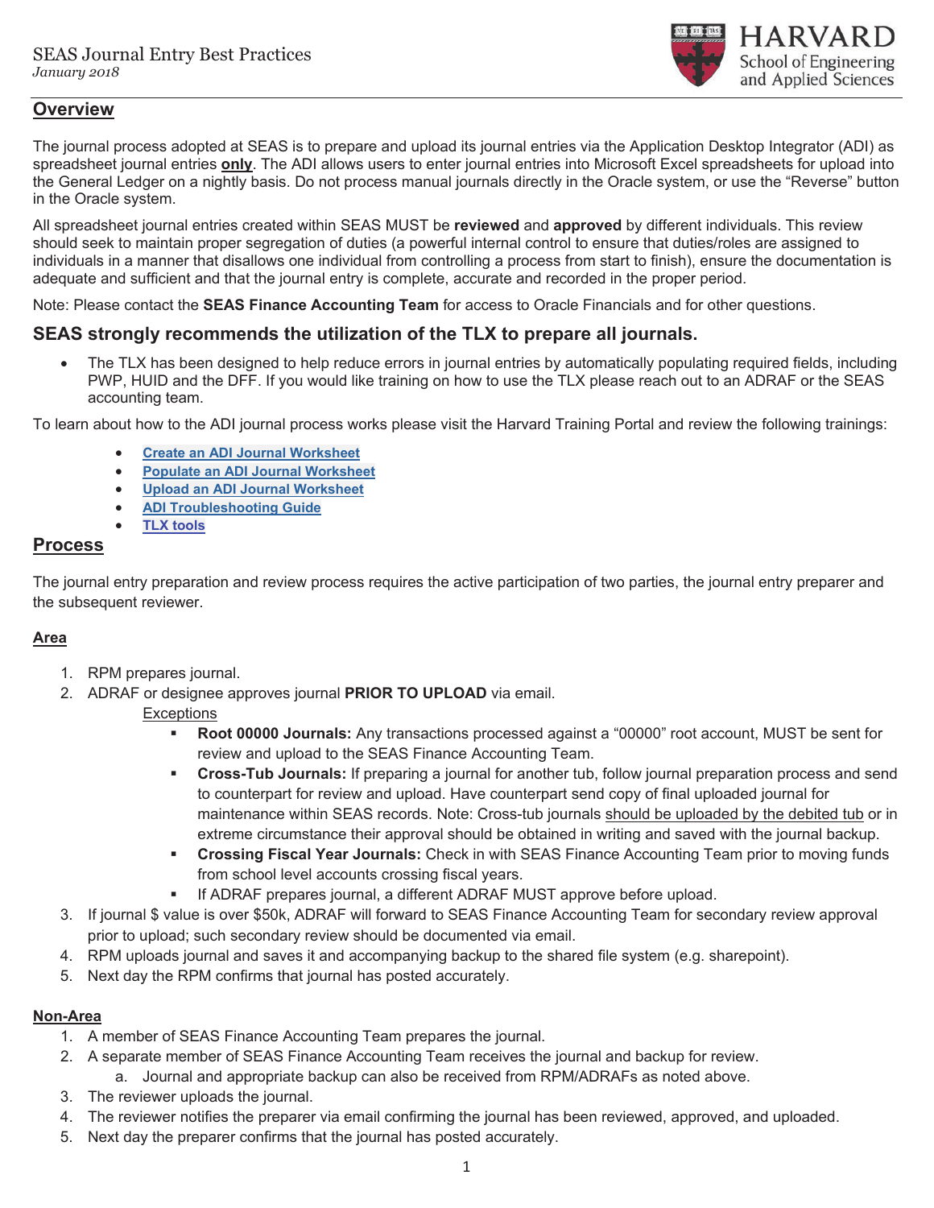SEAS Journal Entry Best Practices
*January 2018*

HARVARD
School of Engineering and Applied Sciences

## Overview

The journal process adopted at SEAS is to prepare and upload its journal entries via the Application Desktop Integrator (ADI) as spreadsheet journal entries **only**. The ADI allows users to enter journal entries into Microsoft Excel spreadsheets for upload into the General Ledger on a nightly basis. Do not process manual journals directly in the Oracle system, or use the "Reverse" button in the Oracle system.

All spreadsheet journal entries created within SEAS MUST be **reviewed** and **approved** by different individuals. This review should seek to maintain proper segregation of duties (a powerful internal control to ensure that duties/roles are assigned to individuals in a manner that disallows one individual from controlling a process from start to finish), ensure the documentation is adequate and sufficient and that the journal entry is complete, accurate and recorded in the proper period.

Note: Please contact the **SEAS Finance Accounting Team** for access to Oracle Financials and for other questions.

### SEAS strongly recommends the utilization of the TLX to prepare all journals.

- The TLX has been designed to help reduce errors in journal entries by automatically populating required fields, including PWP, HUID and the DFF. If you would like training on how to use the TLX please reach out to an ADRAF or the SEAS accounting team.

To learn about how to the ADI journal process works please visit the Harvard Training Portal and review the following trainings:

- **Create an ADI Journal Worksheet**
- **Populate an ADI Journal Worksheet**
- **Upload an ADI Journal Worksheet**
- **ADI Troubleshooting Guide**
- **TLX tools**

## Process

The journal entry preparation and review process requires the active participation of two parties, the journal entry preparer and the subsequent reviewer.

### Area

1. RPM prepares journal.
2. ADRAF or designee approves journal **PRIOR TO UPLOAD** via email.

   Exceptions

   - **Root 00000 Journals:** Any transactions processed against a "00000" root account, MUST be sent for review and upload to the SEAS Finance Accounting Team.
   - **Cross-Tub Journals:** If preparing a journal for another tub, follow journal preparation process and send to counterpart for review and upload. Have counterpart send copy of final uploaded journal for maintenance within SEAS records. Note: Cross-tub journals should be uploaded by the debited tub or in extreme circumstance their approval should be obtained in writing and saved with the journal backup.
   - **Crossing Fiscal Year Journals:** Check in with SEAS Finance Accounting Team prior to moving funds from school level accounts crossing fiscal years.
   - If ADRAF prepares journal, a different ADRAF MUST approve before upload.
3. If journal $ value is over $50k, ADRAF will forward to SEAS Finance Accounting Team for secondary review approval prior to upload; such secondary review should be documented via email.
4. RPM uploads journal and saves it and accompanying backup to the shared file system (e.g. sharepoint).
5. Next day the RPM confirms that journal has posted accurately.

### Non-Area

1. A member of SEAS Finance Accounting Team prepares the journal.
2. A separate member of SEAS Finance Accounting Team receives the journal and backup for review.
   a. Journal and appropriate backup can also be received from RPM/ADRAFs as noted above.
3. The reviewer uploads the journal.
4. The reviewer notifies the preparer via email confirming the journal has been reviewed, approved, and uploaded.
5. Next day the preparer confirms that the journal has posted accurately.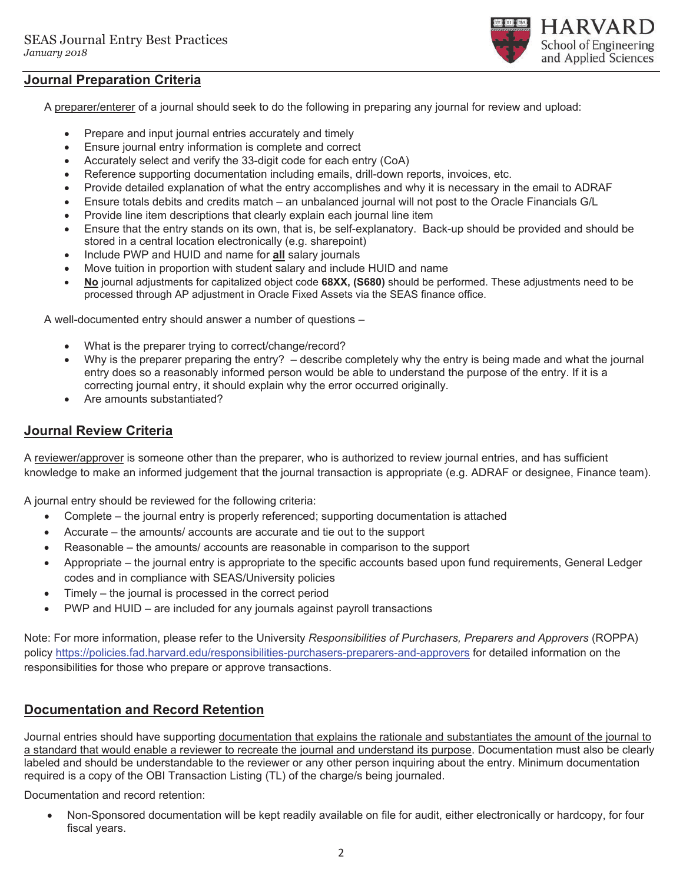## Journal Preparation Criteria

A preparer/enterer of a journal should seek to do the following in preparing any journal for review and upload:

- Prepare and input journal entries accurately and timely
- Ensure journal entry information is complete and correct
- Accurately select and verify the 33-digit code for each entry (CoA)
- Reference supporting documentation including emails, drill-down reports, invoices, etc.
- Provide detailed explanation of what the entry accomplishes and why it is necessary in the email to ADRAF
- Ensure totals debits and credits match – an unbalanced journal will not post to the Oracle Financials G/L
- Provide line item descriptions that clearly explain each journal line item
- Ensure that the entry stands on its own, that is, be self-explanatory. Back-up should be provided and should be stored in a central location electronically (e.g. sharepoint)
- Include PWP and HUID and name for **all** salary journals
- Move tuition in proportion with student salary and include HUID and name
- **No** journal adjustments for capitalized object code **68XX, (S680)** should be performed. These adjustments need to be processed through AP adjustment in Oracle Fixed Assets via the SEAS finance office.

A well-documented entry should answer a number of questions –

- What is the preparer trying to correct/change/record?
- Why is the preparer preparing the entry? – describe completely why the entry is being made and what the journal entry does so a reasonably informed person would be able to understand the purpose of the entry. If it is a correcting journal entry, it should explain why the error occurred originally.
- Are amounts substantiated?

## Journal Review Criteria

A reviewer/approver is someone other than the preparer, who is authorized to review journal entries, and has sufficient knowledge to make an informed judgement that the journal transaction is appropriate (e.g. ADRAF or designee, Finance team).

A journal entry should be reviewed for the following criteria:

- Complete – the journal entry is properly referenced; supporting documentation is attached
- Accurate – the amounts/ accounts are accurate and tie out to the support
- Reasonable – the amounts/ accounts are reasonable in comparison to the support
- Appropriate – the journal entry is appropriate to the specific accounts based upon fund requirements, General Ledger codes and in compliance with SEAS/University policies
- Timely – the journal is processed in the correct period
- PWP and HUID – are included for any journals against payroll transactions

Note: For more information, please refer to the University *Responsibilities of Purchasers, Preparers and Approvers* (ROPPA) policy https://policies.fad.harvard.edu/responsibilities-purchasers-preparers-and-approvers for detailed information on the responsibilities for those who prepare or approve transactions.

## Documentation and Record Retention

Journal entries should have supporting documentation that explains the rationale and substantiates the amount of the journal to a standard that would enable a reviewer to recreate the journal and understand its purpose. Documentation must also be clearly labeled and should be understandable to the reviewer or any other person inquiring about the entry. Minimum documentation required is a copy of the OBI Transaction Listing (TL) of the charge/s being journaled.

Documentation and record retention:

- Non-Sponsored documentation will be kept readily available on file for audit, either electronically or hardcopy, for four fiscal years.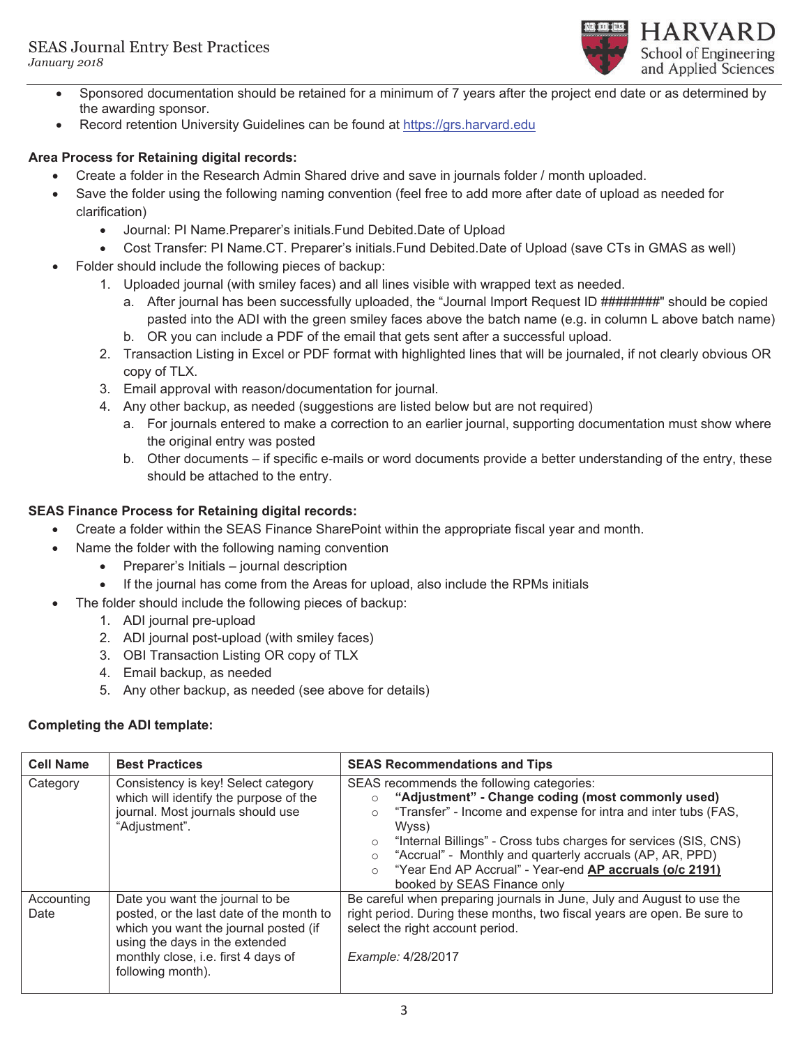- Sponsored documentation should be retained for a minimum of 7 years after the project end date or as determined by the awarding sponsor.
- Record retention University Guidelines can be found at https://grs.harvard.edu

**Area Process for Retaining digital records:**

- Create a folder in the Research Admin Shared drive and save in journals folder / month uploaded.
- Save the folder using the following naming convention (feel free to add more after date of upload as needed for clarification)
  - Journal: PI Name.Preparer's initials.Fund Debited.Date of Upload
  - Cost Transfer: PI Name.CT. Preparer's initials.Fund Debited.Date of Upload (save CTs in GMAS as well)
- Folder should include the following pieces of backup:
  1. Uploaded journal (with smiley faces) and all lines visible with wrapped text as needed.
     a. After journal has been successfully uploaded, the "Journal Import Request ID ########" should be copied pasted into the ADI with the green smiley faces above the batch name (e.g. in column L above batch name)
     b. OR you can include a PDF of the email that gets sent after a successful upload.
  2. Transaction Listing in Excel or PDF format with highlighted lines that will be journaled, if not clearly obvious OR copy of TLX.
  3. Email approval with reason/documentation for journal.
  4. Any other backup, as needed (suggestions are listed below but are not required)
     a. For journals entered to make a correction to an earlier journal, supporting documentation must show where the original entry was posted
     b. Other documents – if specific e-mails or word documents provide a better understanding of the entry, these should be attached to the entry.

**SEAS Finance Process for Retaining digital records:**

- Create a folder within the SEAS Finance SharePoint within the appropriate fiscal year and month.
- Name the folder with the following naming convention
  - Preparer's Initials – journal description
  - If the journal has come from the Areas for upload, also include the RPMs initials
- The folder should include the following pieces of backup:
  1. ADI journal pre-upload
  2. ADI journal post-upload (with smiley faces)
  3. OBI Transaction Listing OR copy of TLX
  4. Email backup, as needed
  5. Any other backup, as needed (see above for details)

**Completing the ADI template:**

| Cell Name | Best Practices | SEAS Recommendations and Tips |
|---|---|---|
| Category | Consistency is key! Select category which will identify the purpose of the journal. Most journals should use "Adjustment". | SEAS recommends the following categories:<br>◦ **"Adjustment" - Change coding (most commonly used)**<br>◦ "Transfer" - Income and expense for intra and inter tubs (FAS, Wyss)<br>◦ "Internal Billings" - Cross tubs charges for services (SIS, CNS)<br>◦ "Accrual" - Monthly and quarterly accruals (AP, AR, PPD)<br>◦ "Year End AP Accrual" - Year-end **<u>AP accruals (o/c 2191)</u>** booked by SEAS Finance only |
| Accounting Date | Date you want the journal to be posted, or the last date of the month to which you want the journal posted (if using the days in the extended monthly close, i.e. first 4 days of following month). | Be careful when preparing journals in June, July and August to use the right period. During these months, two fiscal years are open. Be sure to select the right account period.<br><br>*Example:* 4/28/2017 |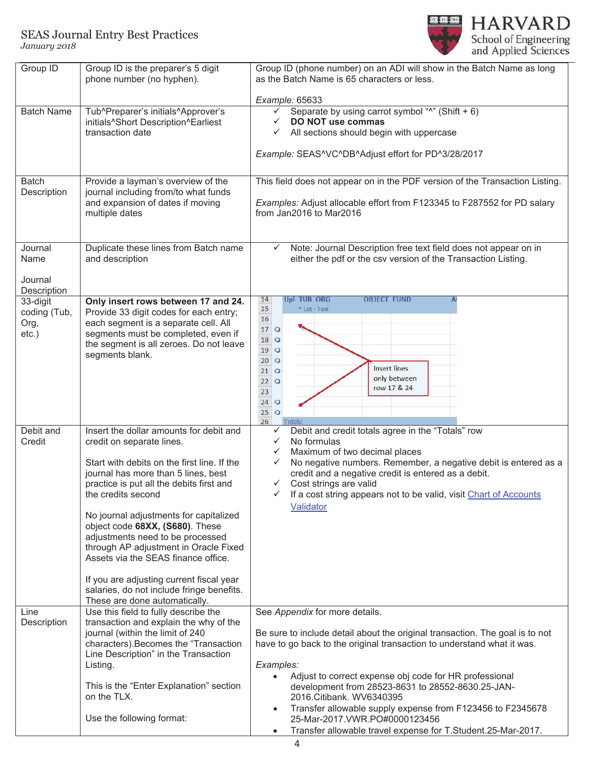| Group ID | Group ID is the preparer's 5 digit phone number (no hyphen). | Group ID (phone number) on an ADI will show in the Batch Name as long as the Batch Name is 65 characters or less.<br><br>*Example:* 65633 |
|---|---|---|
| Batch Name | Tub^Preparer's initials^Approver's initials^Short Description^Earliest transaction date | ✓ Separate by using carrot symbol "^" (Shift + 6)<br>✓ **DO NOT use commas**<br>✓ All sections should begin with uppercase<br><br>*Example:* SEAS^VC^DB^Adjust effort for PD^3/28/2017 |
| Batch Description | Provide a layman's overview of the journal including from/to what funds and expansion of dates if moving multiple dates | This field does not appear on in the PDF version of the Transaction Listing.<br><br>*Examples:* Adjust allocable effort from F123345 to F287552 for PD salary from Jan2016 to Mar2016 |
| Journal Name<br><br>Journal Description | Duplicate these lines from Batch name and description | ✓ Note: Journal Description free text field does not appear on in either the pdf or the csv version of the Transaction Listing. |
| 33-digit coding (Tub, Org, etc.) | **Only insert rows between 17 and 24.** Provide 33 digit codes for each entry; each segment is a separate cell. All segments must be completed, even if the segment is all zeroes. Do not leave segments blank. | Insert lines only between row 17 & 24 |
| Debit and Credit | Insert the dollar amounts for debit and credit on separate lines.<br><br>Start with debits on the first line. If the journal has more than 5 lines, best practice is put all the debits first and the credits second<br><br>No journal adjustments for capitalized object code **68XX, (S680)**. These adjustments need to be processed through AP adjustment in Oracle Fixed Assets via the SEAS finance office.<br><br>If you are adjusting current fiscal year salaries, do not include fringe benefits. These are done automatically. | ✓ Debit and credit totals agree in the "Totals" row<br>✓ No formulas<br>✓ Maximum of two decimal places<br>✓ No negative numbers. Remember, a negative debit is entered as a credit and a negative credit is entered as a debit.<br>✓ Cost strings are valid<br>✓ If a cost string appears not to be valid, visit Chart of Accounts Validator |
| Line Description | Use this field to fully describe the transaction and explain the why of the journal (within the limit of 240 characters).Becomes the "Transaction Line Description" in the Transaction Listing.<br><br>This is the "Enter Explanation" section on the TLX.<br><br>Use the following format: | See *Appendix* for more details.<br><br>Be sure to include detail about the original transaction. The goal is to not have to go back to the original transaction to understand what it was.<br><br>*Examples:*<br>• Adjust to correct expense obj code for HR professional development from 28523-8631 to 28552-8630.25-JAN-2016.Citibank. WV6340395<br>• Transfer allowable supply expense from F123456 to F2345678 25-Mar-2017.VWR.PO#0000123456<br>• Transfer allowable travel expense for T.Student.25-Mar-2017. |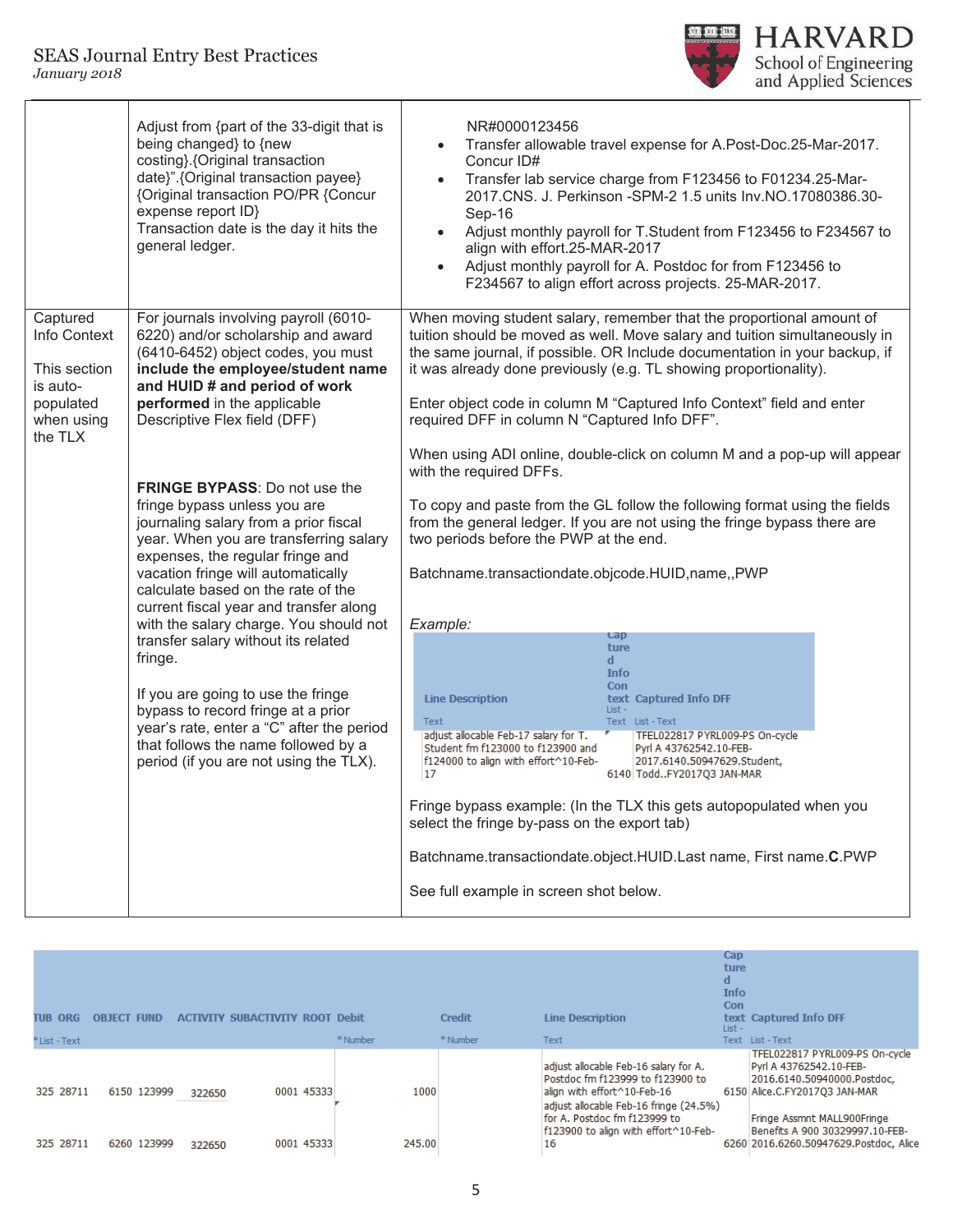| | | |
|---|---|---|
| | Adjust from {part of the 33-digit that is being changed} to {new costing}.{Original transaction date}".{Original transaction payee} {Original transaction PO/PR {Concur expense report ID}<br>Transaction date is the day it hits the general ledger. | NR#0000123456<br>• Transfer allowable travel expense for A.Post-Doc.25-Mar-2017. Concur ID#<br>• Transfer lab service charge from F123456 to F01234.25-Mar-2017.CNS. J. Perkinson -SPM-2 1.5 units Inv.NO.17080386.30-Sep-16<br>• Adjust monthly payroll for T.Student from F123456 to F234567 to align with effort.25-MAR-2017<br>• Adjust monthly payroll for A. Postdoc for from F123456 to F234567 to align effort across projects. 25-MAR-2017. |
| Captured Info Context<br><br>This section is auto-populated when using the TLX | For journals involving payroll (6010-6220) and/or scholarship and award (6410-6452) object codes, you must **include the employee/student name and HUID # and period of work performed** in the applicable Descriptive Flex field (DFF)<br><br>**FRINGE BYPASS**: Do not use the fringe bypass unless you are journaling salary from a prior fiscal year. When you are transferring salary expenses, the regular fringe and vacation fringe will automatically calculate based on the rate of the current fiscal year and transfer along with the salary charge. You should not transfer salary without its related fringe.<br><br>If you are going to use the fringe bypass to record fringe at a prior year's rate, enter a "C" after the period that follows the name followed by a period (if you are not using the TLX). | When moving student salary, remember that the proportional amount of tuition should be moved as well. Move salary and tuition simultaneously in the same journal, if possible. OR Include documentation in your backup, if it was already done previously (e.g. TL showing proportionality).<br><br>Enter object code in column M "Captured Info Context" field and enter required DFF in column N "Captured Info DFF".<br><br>When using ADI online, double-click on column M and a pop-up will appear with the required DFFs.<br><br>To copy and paste from the GL follow the following format using the fields from the general ledger. If you are not using the fringe bypass there are two periods before the PWP at the end.<br><br>Batchname.transactiondate.objcode.HUID,name,,PWP<br><br>*Example:*<br>Line Description (Text): adjust allocable Feb-17 salary for T. Student fm f123000 to f123900 and f124000 to align with effort^10-Feb-17 \| Captured Info Context (List - Text): 6140 \| Captured Info DFF (List - Text): TFEL022817 PYRL009-PS On-cycle Pyrl A 43762542.10-FEB-2017.6140.50947629.Student, Todd..FY2017Q3 JAN-MAR<br><br>Fringe bypass example: (In the TLX this gets autopopulated when you select the fringe by-pass on the export tab)<br><br>Batchname.transactiondate.object.HUID.Last name, First name.**C**.PWP<br><br>See full example in screen shot below. |

| TUB | ORG | OBJECT | FUND | ACTIVITY | SUBACTIVITY | ROOT | Debit | Credit | Line Description | Captured Info Context | Captured Info DFF |
|---|---|---|---|---|---|---|---|---|---|---|---|
| *List - Text | | | | | | | * Number | * Number | Text | List - Text | List - Text |
| 325 | 28711 | 6150 | 123999 | 322650 | | 0001 45333 | 1000 | | adjust allocable Feb-16 salary for A. Postdoc fm f123999 to f123900 to align with effort^10-Feb-16 | 6150 | TFEL022817 PYRL009-PS On-cycle Pyrl A 43762542.10-FEB-2016.6140.50940000.Postdoc, Alice.C.FY2017Q3 JAN-MAR |
| 325 | 28711 | 6260 | 123999 | 322650 | | 0001 45333 | 245.00 | | adjust allocable Feb-16 fringe (24.5%) for A. Postdoc fm f123999 to f123900 to align with effort^10-Feb-16 | 6260 | Fringe Assmnt MALL900Fringe Benefits A 900 30329997.10-FEB-2016.6260.50947629.Postdoc, Alice |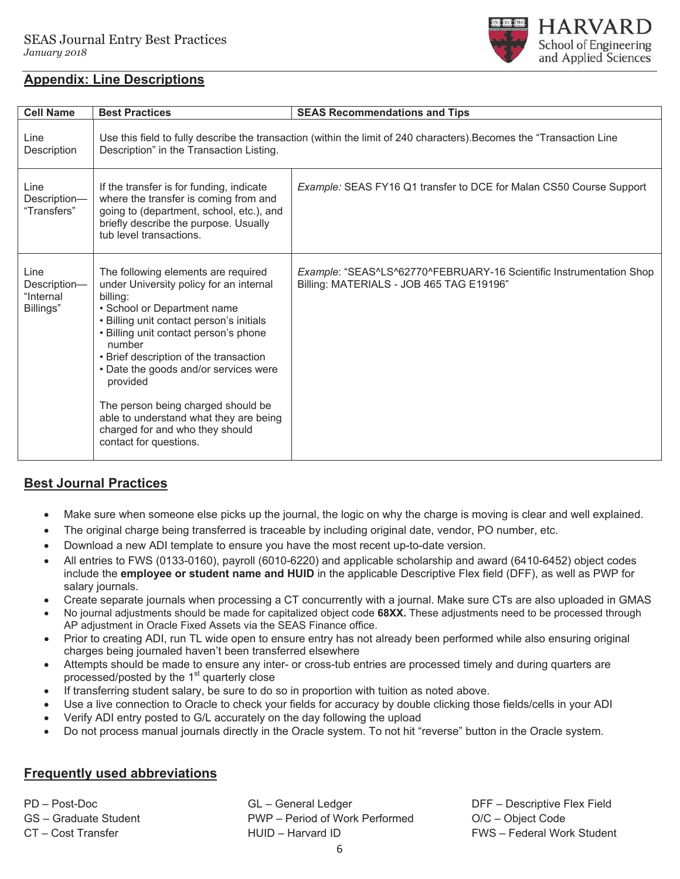## Appendix: Line Descriptions

| Cell Name | Best Practices | SEAS Recommendations and Tips |
|---|---|---|
| Line Description | Use this field to fully describe the transaction (within the limit of 240 characters).Becomes the "Transaction Line Description" in the Transaction Listing. | |
| Line Description—"Transfers" | If the transfer is for funding, indicate where the transfer is coming from and going to (department, school, etc.), and briefly describe the purpose. Usually tub level transactions. | *Example:* SEAS FY16 Q1 transfer to DCE for Malan CS50 Course Support |
| Line Description—"Internal Billings" | The following elements are required under University policy for an internal billing:<br>• School or Department name<br>• Billing unit contact person's initials<br>• Billing unit contact person's phone number<br>• Brief description of the transaction<br>• Date the goods and/or services were provided<br><br>The person being charged should be able to understand what they are being charged for and who they should contact for questions. | *Example*: "SEAS^LS^62770^FEBRUARY-16 Scientific Instrumentation Shop Billing: MATERIALS - JOB 465 TAG E19196" |

## Best Journal Practices

- Make sure when someone else picks up the journal, the logic on why the charge is moving is clear and well explained.
- The original charge being transferred is traceable by including original date, vendor, PO number, etc.
- Download a new ADI template to ensure you have the most recent up-to-date version.
- All entries to FWS (0133-0160), payroll (6010-6220) and applicable scholarship and award (6410-6452) object codes include the **employee or student name and HUID** in the applicable Descriptive Flex field (DFF), as well as PWP for salary journals.
- Create separate journals when processing a CT concurrently with a journal. Make sure CTs are also uploaded in GMAS
- No journal adjustments should be made for capitalized object code **68XX.** These adjustments need to be processed through AP adjustment in Oracle Fixed Assets via the SEAS Finance office.
- Prior to creating ADI, run TL wide open to ensure entry has not already been performed while also ensuring original charges being journaled haven't been transferred elsewhere
- Attempts should be made to ensure any inter- or cross-tub entries are processed timely and during quarters are processed/posted by the 1st quarterly close
- If transferring student salary, be sure to do so in proportion with tuition as noted above.
- Use a live connection to Oracle to check your fields for accuracy by double clicking those fields/cells in your ADI
- Verify ADI entry posted to G/L accurately on the day following the upload
- Do not process manual journals directly in the Oracle system. To not hit "reverse" button in the Oracle system.

## Frequently used abbreviations

PD – Post-Doc
GS – Graduate Student
CT – Cost Transfer
GL – General Ledger
PWP – Period of Work Performed
HUID – Harvard ID
DFF – Descriptive Flex Field
O/C – Object Code
FWS – Federal Work Student